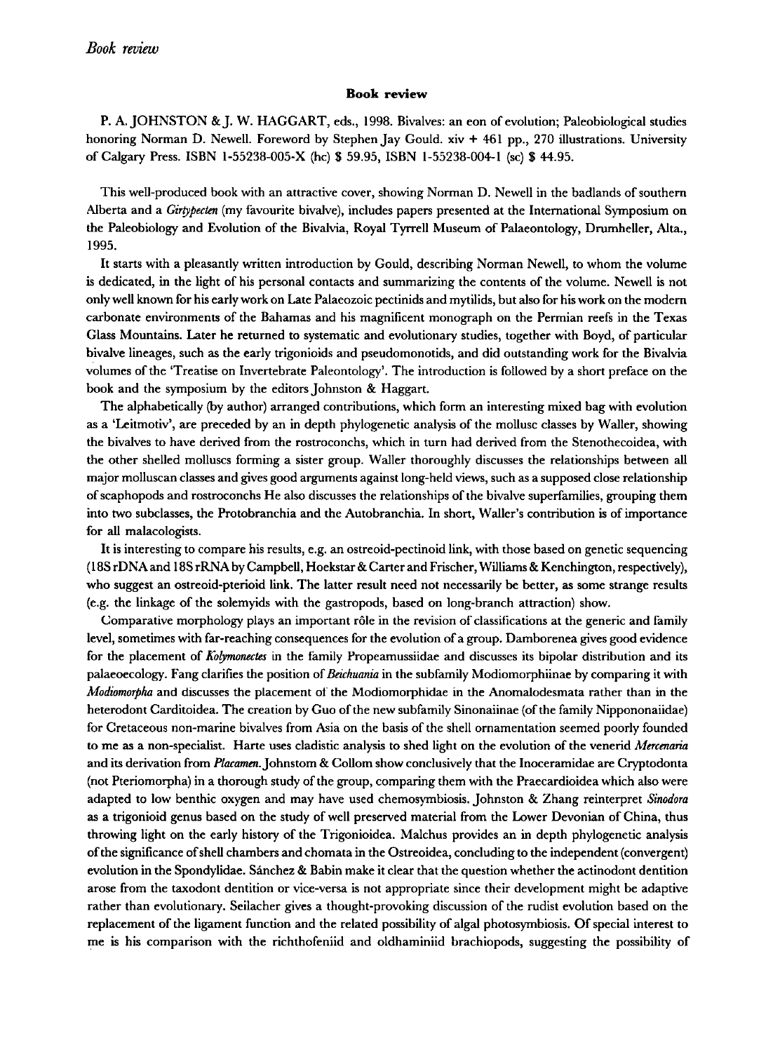## Book review

P. A. JOHNSTON & J. W. HAGGART, eds., 1998. Bivalves: an eon of evolution; Paleobiological studies honoring Norman D. Newell. Foreword by Stephen Jay Gould. xiv + 461 pp., 270 illustrations. University of Calgary Press. ISBN 1-55238-005-X (hc) $ 59.95, ISBN 1-55238-004-1 (sc) $ 44.95.

This well-produced book with an attractive cover, showing Norman D. Newell in the badlands of southern Alberta and a *Girtypecten* (my favourite bivalve), includes papers presented at the International Symposium on the Paleobiology and Evolution of the Bivalvia, Royal Tyrrell Museum of Palaeontology, Drumheller, Alta., 1995.

It starts with a pleasantly written introduction by Gould, describing Norman Newell, to whom the volume is dedicated, in the light of his personal contacts and summarizing the contents of the volume. Newell is not only well known for his early work on Late Palaeozoic pectinids and mytilids, but also for his work on the modern carbonate environments of the Bahamas and his magnificent monograph on the Permian reefs in the Texas Glass Mountains. Later he returned to systematic and evolutionary studies, together with Boyd, of particular bivalve lineages, such as the early trigonioids and pseudomonotids, and did outstanding work for the Bivalvia volumes of the 'Treatise on Invertebrate Paleontology'. The introduction is followed by a short preface on the book and the symposium by the editors Johnston & Haggart.

The alphabetically (by author) arranged contributions, which form an interesting mixed bag with evolution as a 'Leitmotiv', are preceded by an in depth phylogenetic analysis of the mollusc classes by Waller, showing the bivalves to have derived from the rostroconchs, which in turn had derived from the Stenothecoidea, with the other shelled molluscs forming a sister group. Waller thoroughly discusses the relationships between all major molluscan classes and gives good arguments against long-held views, such as a supposed close relationship of scaphopods and rostroconchs He also discusses the relationships of the bivalve superfamilies, grouping them into two subclasses, the Protobranchia and the Autobranchia. In short, Waller's contribution is of importance for all malacologists.

It is interesting to compare his results, e.g. an ostreoid-pectinoid link, with those based on genetic sequencing (18S rDNA and 18S rRNA by Campbell, Hoekstar & Carter and Frischer, Williams & Kenchington, respectively), who suggest an ostreoid-pterioid link. The latter result need not necessarily be better, as some strange results (e.g. the linkage of the solemyids with the gastropods, based on long-branch attraction) show.

Comparative morphology plays an important rôle in the revision of classifications at the generic and family level, sometimes with far-reaching consequences for the evolution of a group. Damborenea gives good evidence for the placement of *Kolymonectes* in the family Propeamussiidae and discusses its bipolar distribution and its palaeoecology. Fang clarifies the position of *Beichuania* in the subfamily Modiomorphiinae by comparing it with *Modiomorpha* and discusses the placement of the Modiomorphidae in the Anomalodesmata rather than in the heterodont Carditoidea. The creation by Guo of the new subfamily Sinonaiinae (of the family Nippononaiidae) for Cretaceous non-marine bivalves from Asia on the basis of the shell ornamentation seemed poorly founded to me as a non-specialist. Harte uses cladistic analysis to shed light on the evolution of the venerid *Mercenaria* and its derivation from *Placamen*. Johnstom & Collom show conclusively that the Inoceramidae are Cryptodonta (not Pteriomorpha) in a thorough study of the group, comparing them with the Praecardioidea which also were adapted to low benthic oxygen and may have used chemosymbiosis. Johnston & Zhang reinterpret *Sinodora* as a trigonioid genus based on the study of well preserved material from the Lower Devonian of China, thus throwing light on the early history of the Trigonioidea. Malchus provides an in depth phylogenetic analysis of the significance of shell chambers and chomata in the Ostreoidea, concluding to the independent (convergent) evolution in the Spondylidae. Sánchez & Babin make it clear that the question whether the actinodont dentition arose from the taxodont dentition or vice-versa is not appropriate since their development might be adaptive rather than evolutionary. Seilacher gives a thought-provoking discussion of the rudist evolution based on the replacement of the ligament function and the related possibility of algal photosymbiosis. Of special interest to me is his comparison with the richthofeniid and oldhaminiid brachiopods, suggesting the possibility of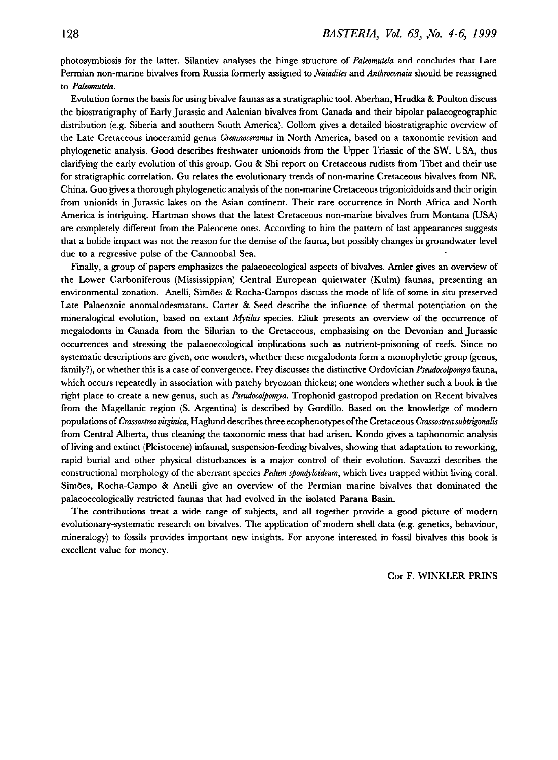photosymbiosis for the latter. Silantiev analyses the hinge structure of *Paleomutela* and concludes that Late Permian non-marine bivalves from Russia formerly assigned to *Naiadites* and *Anthroconaia* should be reassigned to *Paleomutela*.

Evolution forms the basis for using bivalve faunas as a stratigraphic tool. Aberhan, Hrudka & Poulton discuss the biostratigraphy of Early Jurassic and Aalenian bivalves from Canada and their bipolar palaeogeographic distribution (e.g. Siberia and southern South America). Collom gives a detailed biostratigraphic overview of the Late Cretaceous inoceramid genus *Gremnoceramus* in North America, based on a taxonomic revision and phylogenetic analysis. Good describes freshwater unionoids from the Upper Triassic of the SW. USA, thus clarifying the early evolution of this group. Gou & Shi report on Cretaceous rudists from Tibet and their use for stratigraphic correlation. Gu relates the evolutionary trends of non-marine Cretaceous bivalves from NE. China. Guo gives a thorough phylogenetic analysis of the non-marine Cretaceous trigonioidoids and their origin from unionids in Jurassic lakes on the Asian continent. Their rare occurrence in North Africa and North America is intriguing. Hartman shows that the latest Cretaceous non-marine bivalves from Montana (USA) are completely different from the Paleocene ones. According to him the pattern of last appearances suggests that a bolide impact was not the reason for the demise of the fauna, but possibly changes in groundwater level due to a regressive pulse of the Cannonbal Sea.

Finally, a group of papers emphasizes the palaeoecological aspects of bivalves. Amler gives an overview of the Lower Carboniferous (Mississippian) Central European quietwater (Kulm) faunas, presenting an environmental zonation. Anelli, Simões & Rocha-Campos discuss the mode of life of some in situ preserved Late Palaeozoic anomalodesmatans. Carter & Seed describe the influence of thermal potentiation on the mineralogical evolution, based on extant *Mytilus* species. Eliuk presents an overview of the occurrence of megalodonts in Canada from the Silurian to the Cretaceous, emphasising on the Devonian and Jurassic occurrences and stressing the palaeoecological implications such as nutrient-poisoning of reefs. Since no systematic descriptions are given, one wonders, whether these megalodonts form a monophyletic group (genus, family?), or whether this is a case of convergence. Frey discusses the distinctive Ordovician *Pseudocolpomya* fauna, which occurs repeatedly in association with patchy bryozoan thickets; one wonders whether such a book is the right place to create a new genus, such as *Pseudocolpomya*. Trophonid gastropod predation on Recent bivalves from the Magellanic region (S. Argentina) is described by Gordillo. Based on the knowledge of modern populations of *Crassostrea virginica*, Haglund describes three ecophenotypes of the Cretaceous *Crassostrea subtrigonalis* from Central Alberta, thus cleaning the taxonomic mess that had arisen. Kondo gives a taphonomic analysis of living and extinct (Pleistocene) infaunal, suspension-feeding bivalves, showing that adaptation to reworking, rapid burial and other physical disturbances is a major control of their evolution. Savazzi describes the constructional morphology of the aberrant species *Pedum spondyloideum*, which lives trapped within living coral. Simões, Rocha-Campo & Anelli give an overview of the Permian marine bivalves that dominated the palaeoecologically restricted faunas that had evolved in the isolated Parana Basin.

The contributions treat a wide range of subjects, and all together provide a good picture of modern evolutionary-systematic research on bivalves. The application of modern shell data (e.g. genetics, behaviour, mineralogy) to fossils provides important new insights. For anyone interested in fossil bivalves this book is excellent value for money.

Cor F. WINKLER PRINS